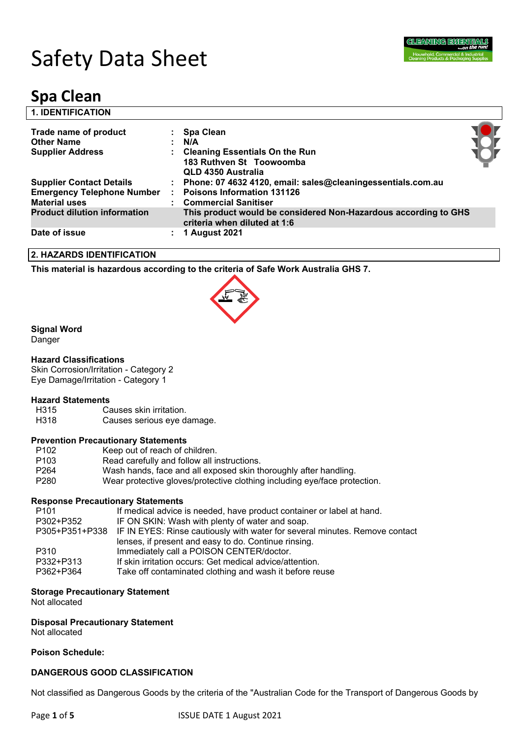# Safety Data Sheet

# Spa Clean

## 1. IDENTIFICATION

| | | |
|---|---|---|
| **Trade name of product** | : | **Spa Clean** |
| **Other Name** | : | **N/A** |
| **Supplier Address** | : | **Cleaning Essentials On the Run**<br>**183 Ruthven St Toowoomba**<br>**QLD 4350 Australia** |
| **Supplier Contact Details** | : | **Phone: 07 4632 4120, email: sales@cleaningessentials.com.au** |
| **Emergency Telephone Number** | : | **Poisons Information 131126** |
| **Material uses** | : | **Commercial Sanitiser** |
| **Product dilution information** | | **This product would be considered Non-Hazardous according to GHS criteria when diluted at 1:6** |
| **Date of issue** | : | **1 August 2021** |

## 2. HAZARDS IDENTIFICATION

**This material is hazardous according to the criteria of Safe Work Australia GHS 7.**

**Signal Word**
Danger

**Hazard Classifications**
Skin Corrosion/Irritation - Category 2
Eye Damage/Irritation - Category 1

**Hazard Statements**

| | |
|---|---|
| H315 | Causes skin irritation. |
| H318 | Causes serious eye damage. |

**Prevention Precautionary Statements**

| | |
|---|---|
| P102 | Keep out of reach of children. |
| P103 | Read carefully and follow all instructions. |
| P264 | Wash hands, face and all exposed skin thoroughly after handling. |
| P280 | Wear protective gloves/protective clothing including eye/face protection. |

**Response Precautionary Statements**

| | |
|---|---|
| P101 | If medical advice is needed, have product container or label at hand. |
| P302+P352 | IF ON SKIN: Wash with plenty of water and soap. |
| P305+P351+P338 | IF IN EYES: Rinse cautiously with water for several minutes. Remove contact lenses, if present and easy to do. Continue rinsing. |
| P310 | Immediately call a POISON CENTER/doctor. |
| P332+P313 | If skin irritation occurs: Get medical advice/attention. |
| P362+P364 | Take off contaminated clothing and wash it before reuse |

**Storage Precautionary Statement**
Not allocated

**Disposal Precautionary Statement**
Not allocated

**Poison Schedule:**

**DANGEROUS GOOD CLASSIFICATION**

Not classified as Dangerous Goods by the criteria of the "Australian Code for the Transport of Dangerous Goods by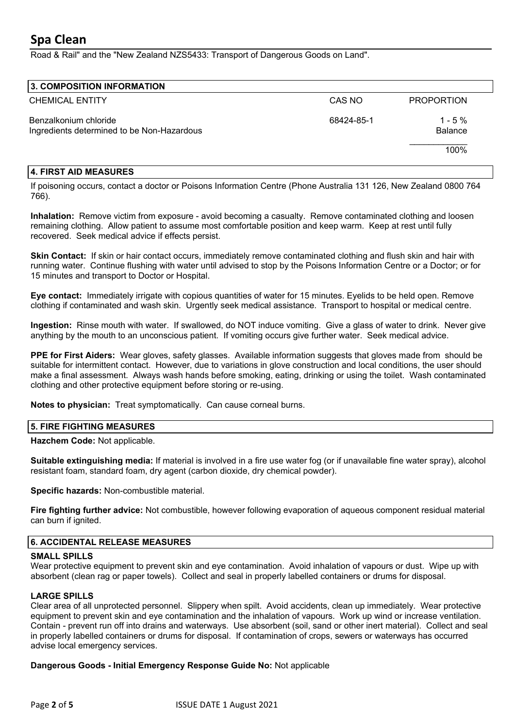Road & Rail" and the "New Zealand NZS5433: Transport of Dangerous Goods on Land".

## 3. COMPOSITION INFORMATION

| CHEMICAL ENTITY | CAS NO | PROPORTION |
|---|---|---|
| Benzalkonium chloride | 68424-85-1 | 1 - 5 % |
| Ingredients determined to be Non-Hazardous | | Balance |
| | | 100% |

## 4. FIRST AID MEASURES

If poisoning occurs, contact a doctor or Poisons Information Centre (Phone Australia 131 126, New Zealand 0800 764 766).

**Inhalation:** Remove victim from exposure - avoid becoming a casualty. Remove contaminated clothing and loosen remaining clothing. Allow patient to assume most comfortable position and keep warm. Keep at rest until fully recovered. Seek medical advice if effects persist.

**Skin Contact:** If skin or hair contact occurs, immediately remove contaminated clothing and flush skin and hair with running water. Continue flushing with water until advised to stop by the Poisons Information Centre or a Doctor; or for 15 minutes and transport to Doctor or Hospital.

**Eye contact:** Immediately irrigate with copious quantities of water for 15 minutes. Eyelids to be held open. Remove clothing if contaminated and wash skin. Urgently seek medical assistance. Transport to hospital or medical centre.

**Ingestion:** Rinse mouth with water. If swallowed, do NOT induce vomiting. Give a glass of water to drink. Never give anything by the mouth to an unconscious patient. If vomiting occurs give further water. Seek medical advice.

**PPE for First Aiders:** Wear gloves, safety glasses. Available information suggests that gloves made from should be suitable for intermittent contact. However, due to variations in glove construction and local conditions, the user should make a final assessment. Always wash hands before smoking, eating, drinking or using the toilet. Wash contaminated clothing and other protective equipment before storing or re-using.

**Notes to physician:** Treat symptomatically. Can cause corneal burns.

## 5. FIRE FIGHTING MEASURES

**Hazchem Code:** Not applicable.

**Suitable extinguishing media:** If material is involved in a fire use water fog (or if unavailable fine water spray), alcohol resistant foam, standard foam, dry agent (carbon dioxide, dry chemical powder).

**Specific hazards:** Non-combustible material.

**Fire fighting further advice:** Not combustible, however following evaporation of aqueous component residual material can burn if ignited.

## 6. ACCIDENTAL RELEASE MEASURES

### SMALL SPILLS

Wear protective equipment to prevent skin and eye contamination. Avoid inhalation of vapours or dust. Wipe up with absorbent (clean rag or paper towels). Collect and seal in properly labelled containers or drums for disposal.

### LARGE SPILLS

Clear area of all unprotected personnel. Slippery when spilt. Avoid accidents, clean up immediately. Wear protective equipment to prevent skin and eye contamination and the inhalation of vapours. Work up wind or increase ventilation. Contain - prevent run off into drains and waterways. Use absorbent (soil, sand or other inert material). Collect and seal in properly labelled containers or drums for disposal. If contamination of crops, sewers or waterways has occurred advise local emergency services.

**Dangerous Goods - Initial Emergency Response Guide No:** Not applicable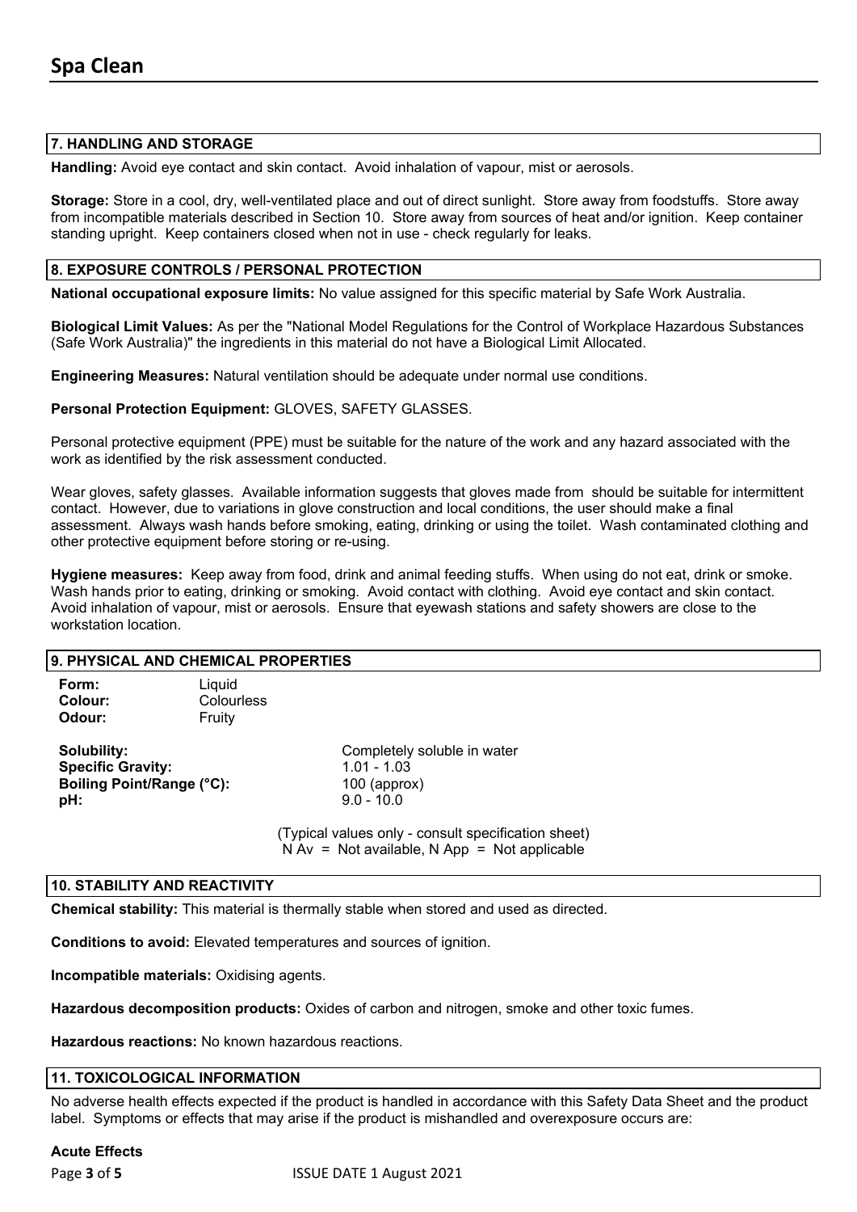## 7. HANDLING AND STORAGE

**Handling:** Avoid eye contact and skin contact. Avoid inhalation of vapour, mist or aerosols.

**Storage:** Store in a cool, dry, well-ventilated place and out of direct sunlight. Store away from foodstuffs. Store away from incompatible materials described in Section 10. Store away from sources of heat and/or ignition. Keep container standing upright. Keep containers closed when not in use - check regularly for leaks.

## 8. EXPOSURE CONTROLS / PERSONAL PROTECTION

**National occupational exposure limits:** No value assigned for this specific material by Safe Work Australia.

**Biological Limit Values:** As per the "National Model Regulations for the Control of Workplace Hazardous Substances (Safe Work Australia)" the ingredients in this material do not have a Biological Limit Allocated.

**Engineering Measures:** Natural ventilation should be adequate under normal use conditions.

**Personal Protection Equipment:** GLOVES, SAFETY GLASSES.

Personal protective equipment (PPE) must be suitable for the nature of the work and any hazard associated with the work as identified by the risk assessment conducted.

Wear gloves, safety glasses. Available information suggests that gloves made from should be suitable for intermittent contact. However, due to variations in glove construction and local conditions, the user should make a final assessment. Always wash hands before smoking, eating, drinking or using the toilet. Wash contaminated clothing and other protective equipment before storing or re-using.

**Hygiene measures:** Keep away from food, drink and animal feeding stuffs. When using do not eat, drink or smoke. Wash hands prior to eating, drinking or smoking. Avoid contact with clothing. Avoid eye contact and skin contact. Avoid inhalation of vapour, mist or aerosols. Ensure that eyewash stations and safety showers are close to the workstation location.

## 9. PHYSICAL AND CHEMICAL PROPERTIES

**Form:** Liquid
**Colour:** Colourless
**Odour:** Fruity

**Solubility:** Completely soluble in water
**Specific Gravity:** 1.01 - 1.03
**Boiling Point/Range (°C):** 100 (approx)
**pH:** 9.0 - 10.0

(Typical values only - consult specification sheet)
N Av = Not available, N App = Not applicable

## 10. STABILITY AND REACTIVITY

**Chemical stability:** This material is thermally stable when stored and used as directed.

**Conditions to avoid:** Elevated temperatures and sources of ignition.

**Incompatible materials:** Oxidising agents.

**Hazardous decomposition products:** Oxides of carbon and nitrogen, smoke and other toxic fumes.

**Hazardous reactions:** No known hazardous reactions.

## 11. TOXICOLOGICAL INFORMATION

No adverse health effects expected if the product is handled in accordance with this Safety Data Sheet and the product label. Symptoms or effects that may arise if the product is mishandled and overexposure occurs are:

**Acute Effects**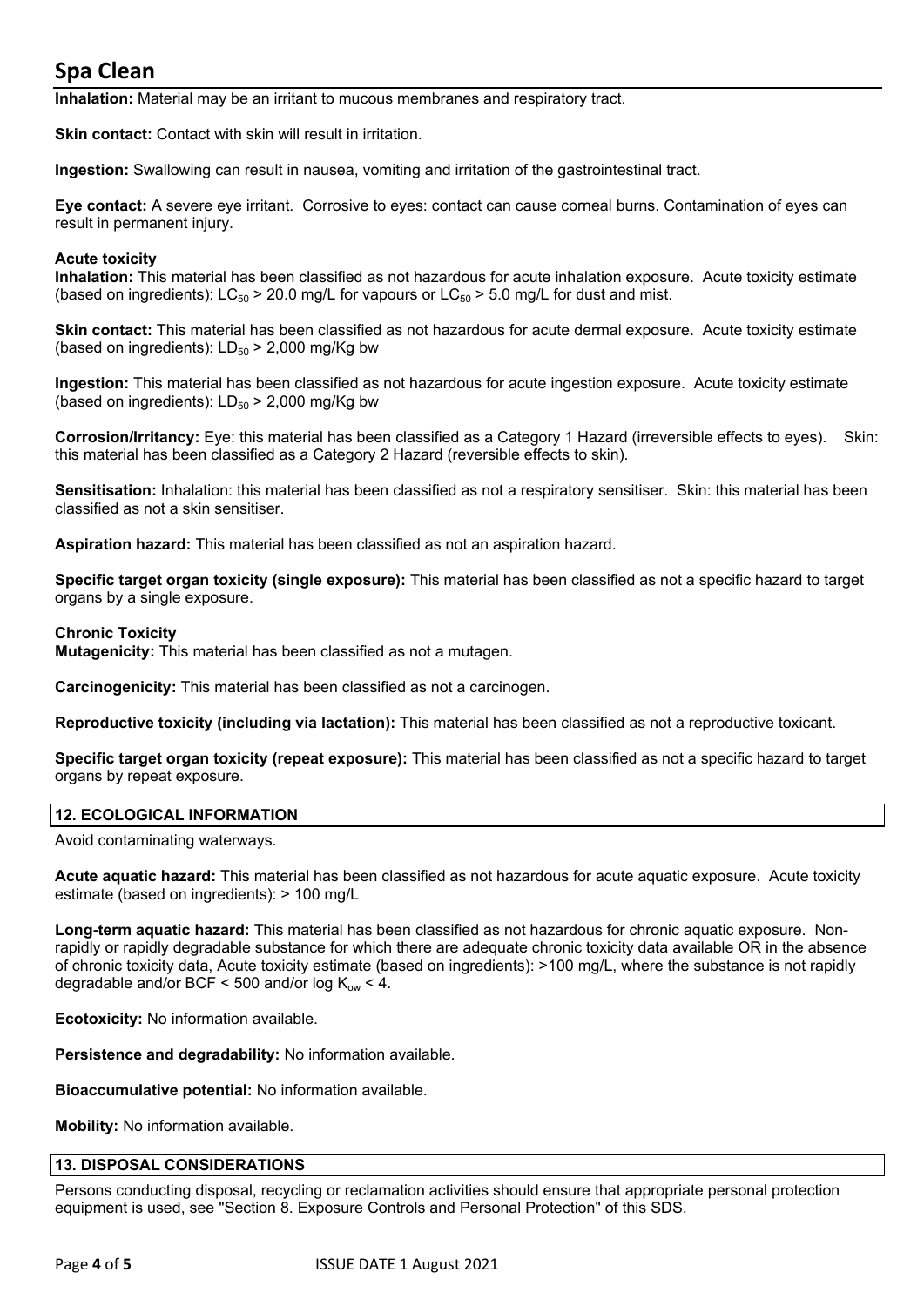**Inhalation:** Material may be an irritant to mucous membranes and respiratory tract.

**Skin contact:** Contact with skin will result in irritation.

**Ingestion:** Swallowing can result in nausea, vomiting and irritation of the gastrointestinal tract.

**Eye contact:** A severe eye irritant. Corrosive to eyes: contact can cause corneal burns. Contamination of eyes can result in permanent injury.

**Acute toxicity**

**Inhalation:** This material has been classified as not hazardous for acute inhalation exposure. Acute toxicity estimate (based on ingredients): $LC_{50}$ > 20.0 mg/L for vapours or $LC_{50}$ > 5.0 mg/L for dust and mist.

**Skin contact:** This material has been classified as not hazardous for acute dermal exposure. Acute toxicity estimate (based on ingredients): $LD_{50}$ > 2,000 mg/Kg bw

**Ingestion:** This material has been classified as not hazardous for acute ingestion exposure. Acute toxicity estimate (based on ingredients): $LD_{50}$ > 2,000 mg/Kg bw

**Corrosion/Irritancy:** Eye: this material has been classified as a Category 1 Hazard (irreversible effects to eyes). Skin: this material has been classified as a Category 2 Hazard (reversible effects to skin).

**Sensitisation:** Inhalation: this material has been classified as not a respiratory sensitiser. Skin: this material has been classified as not a skin sensitiser.

**Aspiration hazard:** This material has been classified as not an aspiration hazard.

**Specific target organ toxicity (single exposure):** This material has been classified as not a specific hazard to target organs by a single exposure.

**Chronic Toxicity**

**Mutagenicity:** This material has been classified as not a mutagen.

**Carcinogenicity:** This material has been classified as not a carcinogen.

**Reproductive toxicity (including via lactation):** This material has been classified as not a reproductive toxicant.

**Specific target organ toxicity (repeat exposure):** This material has been classified as not a specific hazard to target organs by repeat exposure.

## 12. ECOLOGICAL INFORMATION

Avoid contaminating waterways.

**Acute aquatic hazard:** This material has been classified as not hazardous for acute aquatic exposure. Acute toxicity estimate (based on ingredients): > 100 mg/L

**Long-term aquatic hazard:** This material has been classified as not hazardous for chronic aquatic exposure. Non-rapidly or rapidly degradable substance for which there are adequate chronic toxicity data available OR in the absence of chronic toxicity data, Acute toxicity estimate (based on ingredients): >100 mg/L, where the substance is not rapidly degradable and/or BCF < 500 and/or log $K_{ow}$ < 4.

**Ecotoxicity:** No information available.

**Persistence and degradability:** No information available.

**Bioaccumulative potential:** No information available.

**Mobility:** No information available.

## 13. DISPOSAL CONSIDERATIONS

Persons conducting disposal, recycling or reclamation activities should ensure that appropriate personal protection equipment is used, see "Section 8. Exposure Controls and Personal Protection" of this SDS.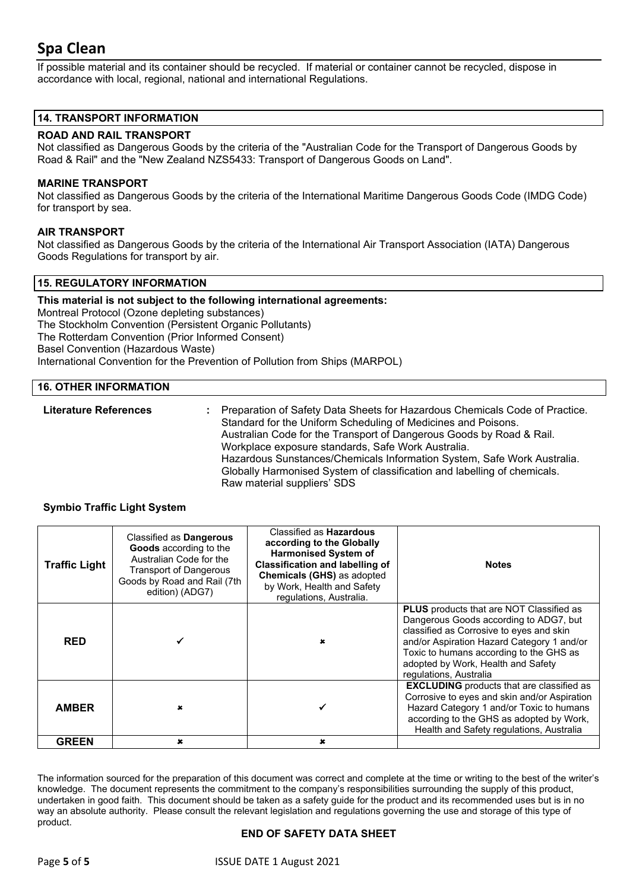If possible material and its container should be recycled. If material or container cannot be recycled, dispose in accordance with local, regional, national and international Regulations.

## 14. TRANSPORT INFORMATION

**ROAD AND RAIL TRANSPORT**

Not classified as Dangerous Goods by the criteria of the "Australian Code for the Transport of Dangerous Goods by Road & Rail" and the "New Zealand NZS5433: Transport of Dangerous Goods on Land".

**MARINE TRANSPORT**

Not classified as Dangerous Goods by the criteria of the International Maritime Dangerous Goods Code (IMDG Code) for transport by sea.

**AIR TRANSPORT**

Not classified as Dangerous Goods by the criteria of the International Air Transport Association (IATA) Dangerous Goods Regulations for transport by air.

## 15. REGULATORY INFORMATION

**This material is not subject to the following international agreements:**

Montreal Protocol (Ozone depleting substances)
The Stockholm Convention (Persistent Organic Pollutants)
The Rotterdam Convention (Prior Informed Consent)
Basel Convention (Hazardous Waste)
International Convention for the Prevention of Pollution from Ships (MARPOL)

## 16. OTHER INFORMATION

**Literature References** : Preparation of Safety Data Sheets for Hazardous Chemicals Code of Practice.
Standard for the Uniform Scheduling of Medicines and Poisons.
Australian Code for the Transport of Dangerous Goods by Road & Rail.
Workplace exposure standards, Safe Work Australia.
Hazardous Sunstances/Chemicals Information System, Safe Work Australia.
Globally Harmonised System of classification and labelling of chemicals.
Raw material suppliers' SDS

**Symbio Traffic Light System**

| Traffic Light | Classified as **Dangerous Goods** according to the Australian Code for the Transport of Dangerous Goods by Road and Rail (7th edition) (ADG7) | Classified as **Hazardous according to the Globally Harmonised System of Classification and labelling of Chemicals (GHS)** as adopted by Work, Health and Safety regulations, Australia. | Notes |
|---|---|---|---|
| **RED** | ✓ | ✗ | **PLUS** products that are NOT Classified as Dangerous Goods according to ADG7, but classified as Corrosive to eyes and skin and/or Aspiration Hazard Category 1 and/or Toxic to humans according to the GHS as adopted by Work, Health and Safety regulations, Australia |
| **AMBER** | ✗ | ✓ | **EXCLUDING** products that are classified as Corrosive to eyes and skin and/or Aspiration Hazard Category 1 and/or Toxic to humans according to the GHS as adopted by Work, Health and Safety regulations, Australia |
| **GREEN** | ✗ | ✗ | |

The information sourced for the preparation of this document was correct and complete at the time or writing to the best of the writer's knowledge. The document represents the commitment to the company's responsibilities surrounding the supply of this product, undertaken in good faith. This document should be taken as a safety guide for the product and its recommended uses but is in no way an absolute authority. Please consult the relevant legislation and regulations governing the use and storage of this type of product.

**END OF SAFETY DATA SHEET**

ISSUE DATE 1 August 2021